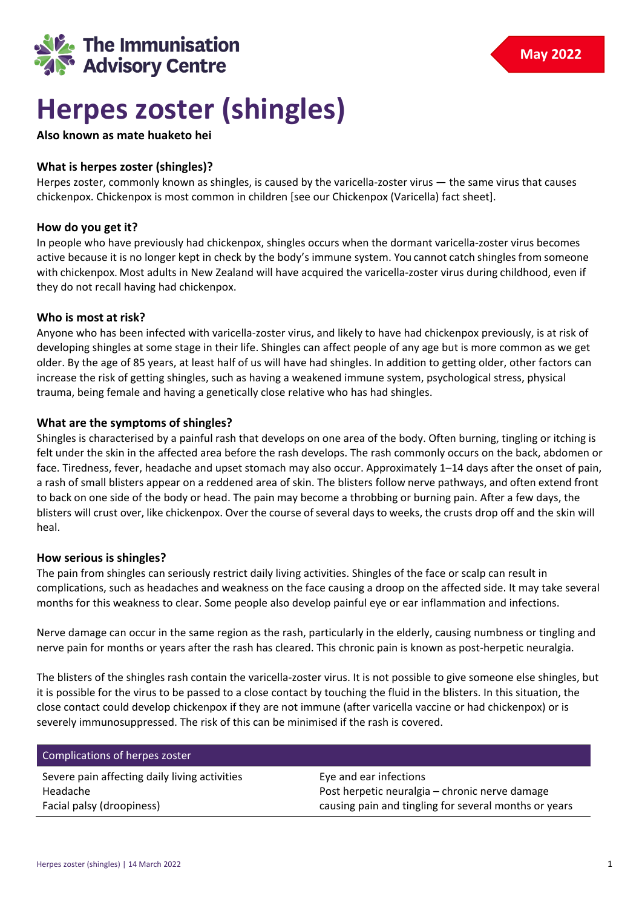The Immunisation Advisory Centre

May 2022

# Herpes zoster (shingles)

**Also known as mate huaketo hei**

### What is herpes zoster (shingles)?

Herpes zoster, commonly known as shingles, is caused by the varicella-zoster virus — the same virus that causes chickenpox. Chickenpox is most common in children [see our Chickenpox (Varicella) fact sheet].

### How do you get it?

In people who have previously had chickenpox, shingles occurs when the dormant varicella-zoster virus becomes active because it is no longer kept in check by the body's immune system. You cannot catch shingles from someone with chickenpox. Most adults in New Zealand will have acquired the varicella-zoster virus during childhood, even if they do not recall having had chickenpox.

### Who is most at risk?

Anyone who has been infected with varicella-zoster virus, and likely to have had chickenpox previously, is at risk of developing shingles at some stage in their life. Shingles can affect people of any age but is more common as we get older. By the age of 85 years, at least half of us will have had shingles. In addition to getting older, other factors can increase the risk of getting shingles, such as having a weakened immune system, psychological stress, physical trauma, being female and having a genetically close relative who has had shingles.

### What are the symptoms of shingles?

Shingles is characterised by a painful rash that develops on one area of the body. Often burning, tingling or itching is felt under the skin in the affected area before the rash develops. The rash commonly occurs on the back, abdomen or face. Tiredness, fever, headache and upset stomach may also occur. Approximately 1–14 days after the onset of pain, a rash of small blisters appear on a reddened area of skin. The blisters follow nerve pathways, and often extend front to back on one side of the body or head. The pain may become a throbbing or burning pain. After a few days, the blisters will crust over, like chickenpox. Over the course of several days to weeks, the crusts drop off and the skin will heal.

### How serious is shingles?

The pain from shingles can seriously restrict daily living activities. Shingles of the face or scalp can result in complications, such as headaches and weakness on the face causing a droop on the affected side. It may take several months for this weakness to clear. Some people also develop painful eye or ear inflammation and infections.

Nerve damage can occur in the same region as the rash, particularly in the elderly, causing numbness or tingling and nerve pain for months or years after the rash has cleared. This chronic pain is known as post-herpetic neuralgia.

The blisters of the shingles rash contain the varicella-zoster virus. It is not possible to give someone else shingles, but it is possible for the virus to be passed to a close contact by touching the fluid in the blisters. In this situation, the close contact could develop chickenpox if they are not immune (after varicella vaccine or had chickenpox) or is severely immunosuppressed. The risk of this can be minimised if the rash is covered.

| Complications of herpes zoster | |
|---|---|
| Severe pain affecting daily living activities | Eye and ear infections |
| Headache | Post herpetic neuralgia – chronic nerve damage causing pain and tingling for several months or years |
| Facial palsy (droopiness) | |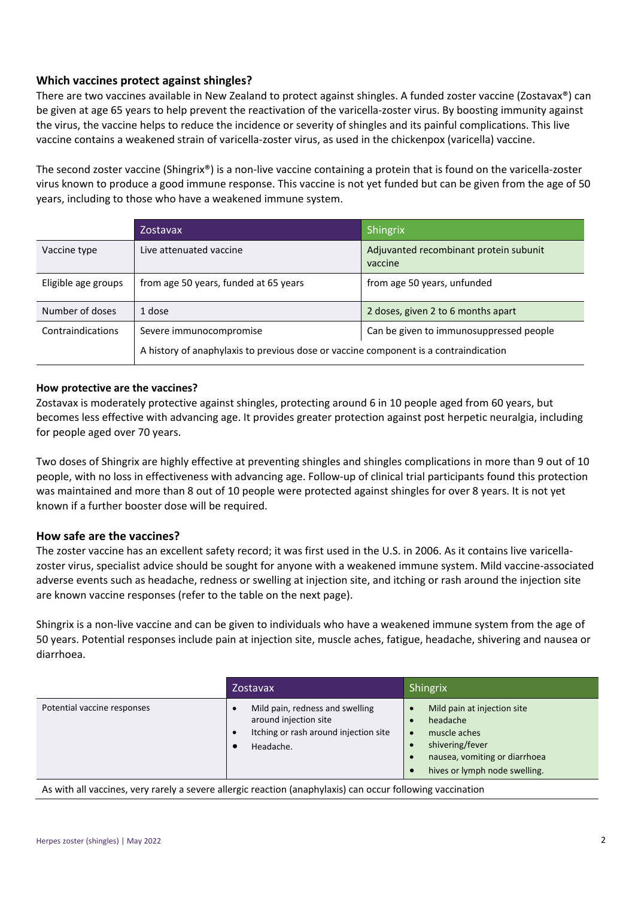## Which vaccines protect against shingles?

There are two vaccines available in New Zealand to protect against shingles. A funded zoster vaccine (Zostavax®) can be given at age 65 years to help prevent the reactivation of the varicella-zoster virus. By boosting immunity against the virus, the vaccine helps to reduce the incidence or severity of shingles and its painful complications. This live vaccine contains a weakened strain of varicella-zoster virus, as used in the chickenpox (varicella) vaccine.

The second zoster vaccine (Shingrix®) is a non-live vaccine containing a protein that is found on the varicella-zoster virus known to produce a good immune response. This vaccine is not yet funded but can be given from the age of 50 years, including to those who have a weakened immune system.

| | Zostavax | Shingrix |
|---|---|---|
| Vaccine type | Live attenuated vaccine | Adjuvanted recombinant protein subunit vaccine |
| Eligible age groups | from age 50 years, funded at 65 years | from age 50 years, unfunded |
| Number of doses | 1 dose | 2 doses, given 2 to 6 months apart |
| Contraindications | Severe immunocompromise | Can be given to immunosuppressed people |
| | A history of anaphylaxis to previous dose or vaccine component is a contraindication | |

### How protective are the vaccines?

Zostavax is moderately protective against shingles, protecting around 6 in 10 people aged from 60 years, but becomes less effective with advancing age. It provides greater protection against post herpetic neuralgia, including for people aged over 70 years.

Two doses of Shingrix are highly effective at preventing shingles and shingles complications in more than 9 out of 10 people, with no loss in effectiveness with advancing age. Follow-up of clinical trial participants found this protection was maintained and more than 8 out of 10 people were protected against shingles for over 8 years. It is not yet known if a further booster dose will be required.

## How safe are the vaccines?

The zoster vaccine has an excellent safety record; it was first used in the U.S. in 2006. As it contains live varicella-zoster virus, specialist advice should be sought for anyone with a weakened immune system. Mild vaccine-associated adverse events such as headache, redness or swelling at injection site, and itching or rash around the injection site are known vaccine responses (refer to the table on the next page).

Shingrix is a non-live vaccine and can be given to individuals who have a weakened immune system from the age of 50 years. Potential responses include pain at injection site, muscle aches, fatigue, headache, shivering and nausea or diarrhoea.

| | Zostavax | Shingrix |
|---|---|---|
| Potential vaccine responses | • Mild pain, redness and swelling around injection site<br>• Itching or rash around injection site<br>• Headache. | • Mild pain at injection site<br>• headache<br>• muscle aches<br>• shivering/fever<br>• nausea, vomiting or diarrhoea<br>• hives or lymph node swelling. |
| As with all vaccines, very rarely a severe allergic reaction (anaphylaxis) can occur following vaccination | | |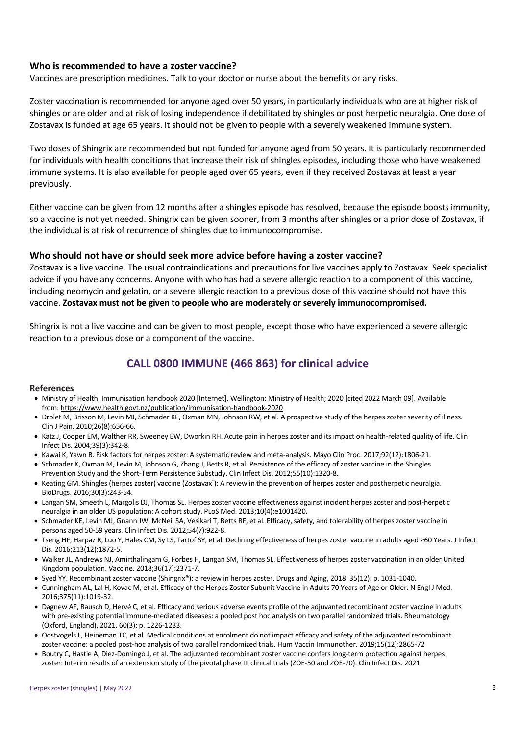## Who is recommended to have a zoster vaccine?

Vaccines are prescription medicines. Talk to your doctor or nurse about the benefits or any risks.

Zoster vaccination is recommended for anyone aged over 50 years, in particularly individuals who are at higher risk of shingles or are older and at risk of losing independence if debilitated by shingles or post herpetic neuralgia. One dose of Zostavax is funded at age 65 years. It should not be given to people with a severely weakened immune system.

Two doses of Shingrix are recommended but not funded for anyone aged from 50 years. It is particularly recommended for individuals with health conditions that increase their risk of shingles episodes, including those who have weakened immune systems. It is also available for people aged over 65 years, even if they received Zostavax at least a year previously.

Either vaccine can be given from 12 months after a shingles episode has resolved, because the episode boosts immunity, so a vaccine is not yet needed. Shingrix can be given sooner, from 3 months after shingles or a prior dose of Zostavax, if the individual is at risk of recurrence of shingles due to immunocompromise.

## Who should not have or should seek more advice before having a zoster vaccine?

Zostavax is a live vaccine. The usual contraindications and precautions for live vaccines apply to Zostavax. Seek specialist advice if you have any concerns. Anyone with who has had a severe allergic reaction to a component of this vaccine, including neomycin and gelatin, or a severe allergic reaction to a previous dose of this vaccine should not have this vaccine. **Zostavax must not be given to people who are moderately or severely immunocompromised.**

Shingrix is not a live vaccine and can be given to most people, except those who have experienced a severe allergic reaction to a previous dose or a component of the vaccine.

## CALL 0800 IMMUNE (466 863) for clinical advice

### References

- Ministry of Health. Immunisation handbook 2020 [Internet]. Wellington: Ministry of Health; 2020 [cited 2022 March 09]. Available from: https://www.health.govt.nz/publication/immunisation-handbook-2020
- Drolet M, Brisson M, Levin MJ, Schmader KE, Oxman MN, Johnson RW, et al. A prospective study of the herpes zoster severity of illness. Clin J Pain. 2010;26(8):656-66.
- Katz J, Cooper EM, Walther RR, Sweeney EW, Dworkin RH. Acute pain in herpes zoster and its impact on health-related quality of life. Clin Infect Dis. 2004;39(3):342-8.
- Kawai K, Yawn B. Risk factors for herpes zoster: A systematic review and meta-analysis. Mayo Clin Proc. 2017;92(12):1806-21.
- Schmader K, Oxman M, Levin M, Johnson G, Zhang J, Betts R, et al. Persistence of the efficacy of zoster vaccine in the Shingles Prevention Study and the Short-Term Persistence Substudy. Clin Infect Dis. 2012;55(10):1320-8.
- Keating GM. Shingles (herpes zoster) vaccine (Zostavax®): A review in the prevention of herpes zoster and postherpetic neuralgia. BioDrugs. 2016;30(3):243-54.
- Langan SM, Smeeth L, Margolis DJ, Thomas SL. Herpes zoster vaccine effectiveness against incident herpes zoster and post-herpetic neuralgia in an older US population: A cohort study. PLoS Med. 2013;10(4):e1001420.
- Schmader KE, Levin MJ, Gnann JW, McNeil SA, Vesikari T, Betts RF, et al. Efficacy, safety, and tolerability of herpes zoster vaccine in persons aged 50-59 years. Clin Infect Dis. 2012;54(7):922-8.
- Tseng HF, Harpaz R, Luo Y, Hales CM, Sy LS, Tartof SY, et al. Declining effectiveness of herpes zoster vaccine in adults aged ≥60 Years. J Infect Dis. 2016;213(12):1872-5.
- Walker JL, Andrews NJ, Amirthalingam G, Forbes H, Langan SM, Thomas SL. Effectiveness of herpes zoster vaccination in an older United Kingdom population. Vaccine. 2018;36(17):2371-7.
- Syed YY. Recombinant zoster vaccine (Shingrix®): a review in herpes zoster. Drugs and Aging, 2018. 35(12): p. 1031-1040.
- Cunningham AL, Lal H, Kovac M, et al. Efficacy of the Herpes Zoster Subunit Vaccine in Adults 70 Years of Age or Older. N Engl J Med. 2016;375(11):1019-32.
- Dagnew AF, Rausch D, Hervé C, et al. Efficacy and serious adverse events profile of the adjuvanted recombinant zoster vaccine in adults with pre-existing potential immune-mediated diseases: a pooled post hoc analysis on two parallel randomized trials. Rheumatology (Oxford, England), 2021. 60(3): p. 1226-1233.
- Oostvogels L, Heineman TC, et al. Medical conditions at enrolment do not impact efficacy and safety of the adjuvanted recombinant zoster vaccine: a pooled post-hoc analysis of two parallel randomized trials. Hum Vaccin Immunother. 2019;15(12):2865-72
- Boutry C, Hastie A, Diez-Domingo J, et al. The adjuvanted recombinant zoster vaccine confers long-term protection against herpes zoster: Interim results of an extension study of the pivotal phase III clinical trials (ZOE-50 and ZOE-70). Clin Infect Dis. 2021